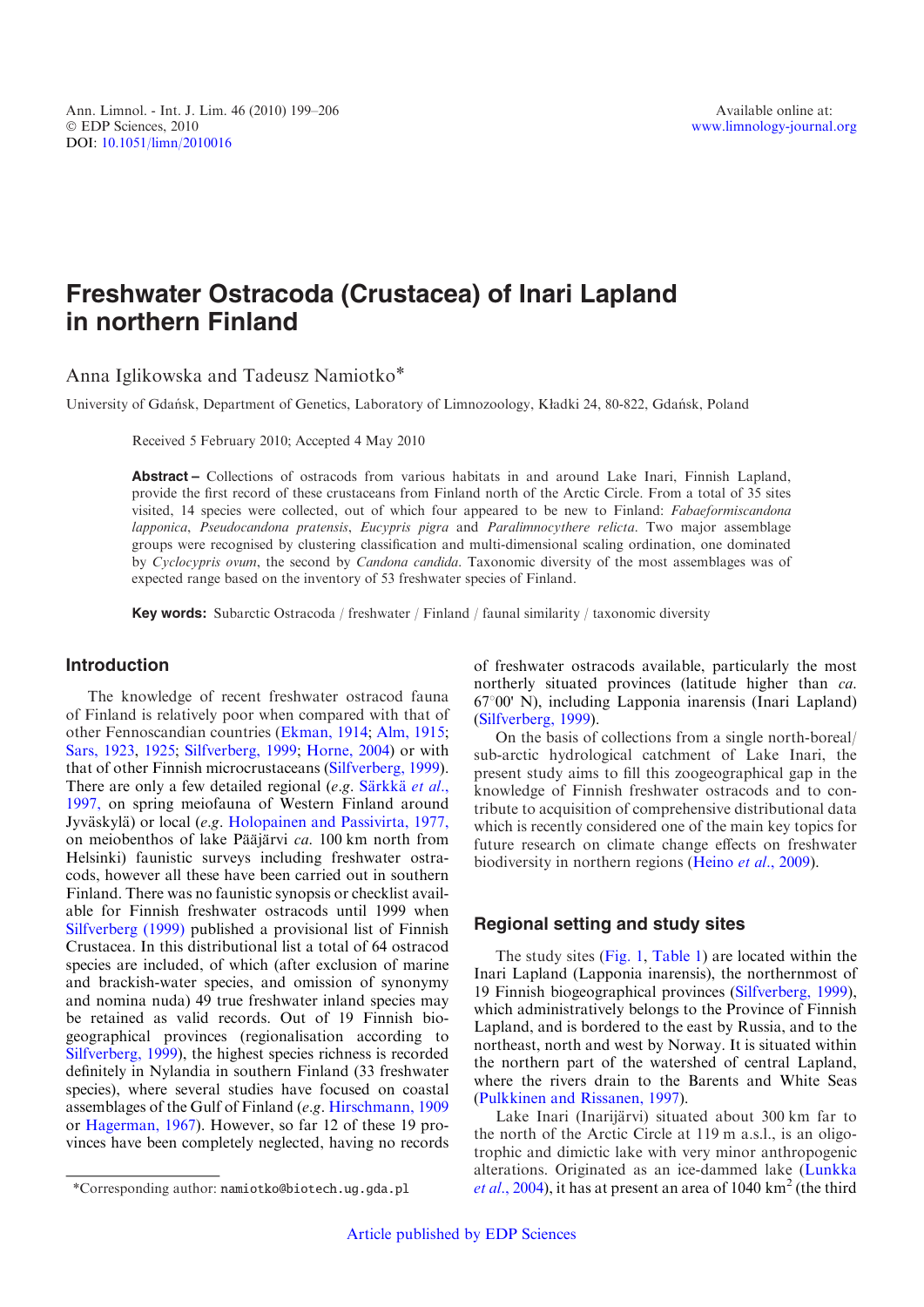# Freshwater Ostracoda (Crustacea) of Inari Lapland in northern Finland

Anna Iglikowska and Tadeusz Namiotko*

University of Gdańsk, Department of Genetics, Laboratory of Limnozoology, Kładki 24, 80-822, Gdańsk, Poland

Received 5 February 2010; Accepted 4 May 2010

**Abstract –** Collections of ostracods from various habitats in and around Lake Inari, Finnish Lapland, provide the first record of these crustaceans from Finland north of the Arctic Circle. From a total of 35 sites visited, 14 species were collected, out of which four appeared to be new to Finland: *Fabaeformiscandona lapponica*, *Pseudocandona pratensis*, *Eucypris pigra* and *Paralimnocythere relicta*. Two major assemblage groups were recognised by clustering classification and multi-dimensional scaling ordination, one dominated by *Cyclocypris ovum*, the second by *Candona candida*. Taxonomic diversity of the most assemblages was of expected range based on the inventory of 53 freshwater species of Finland.

**Key words:** Subarctic Ostracoda / freshwater / Finland / faunal similarity / taxonomic diversity

## Introduction

The knowledge of recent freshwater ostracod fauna of Finland is relatively poor when compared with that of other Fennoscandian countries (Ekman, 1914; Alm, 1915; Sars, 1923, 1925; Silfverberg, 1999; Horne, 2004) or with that of other Finnish microcrustaceans (Silfverberg, 1999). There are only a few detailed regional (*e.g.* Särkkä *et al.*, 1997, on spring meiofauna of Western Finland around Jyväskylä) or local (*e.g.* Holopainen and Passivirta, 1977, on meiobenthos of lake Pääjärvi *ca.* 100 km north from Helsinki) faunistic surveys including freshwater ostracods, however all these have been carried out in southern Finland. There was no faunistic synopsis or checklist available for Finnish freshwater ostracods until 1999 when Silfverberg (1999) published a provisional list of Finnish Crustacea. In this distributional list a total of 64 ostracod species are included, of which (after exclusion of marine and brackish-water species, and omission of synonymy and nomina nuda) 49 true freshwater inland species may be retained as valid records. Out of 19 Finnish biogeographical provinces (regionalisation according to Silfverberg, 1999), the highest species richness is recorded definitely in Nylandia in southern Finland (33 freshwater species), where several studies have focused on coastal assemblages of the Gulf of Finland (*e.g.* Hirschmann, 1909 or Hagerman, 1967). However, so far 12 of these 19 provinces have been completely neglected, having no records of freshwater ostracods available, particularly the most northerly situated provinces (latitude higher than *ca.* 67°00′ N), including Lapponia inarensis (Inari Lapland) (Silfverberg, 1999).

On the basis of collections from a single north-boreal/sub-arctic hydrological catchment of Lake Inari, the present study aims to fill this zoogeographical gap in the knowledge of Finnish freshwater ostracods and to contribute to acquisition of comprehensive distributional data which is recently considered one of the main key topics for future research on climate change effects on freshwater biodiversity in northern regions (Heino *et al.*, 2009).

## Regional setting and study sites

The study sites (Fig. 1, Table 1) are located within the Inari Lapland (Lapponia inarensis), the northernmost of 19 Finnish biogeographical provinces (Silfverberg, 1999), which administratively belongs to the Province of Finnish Lapland, and is bordered to the east by Russia, and to the northeast, north and west by Norway. It is situated within the northern part of the watershed of central Lapland, where the rivers drain to the Barents and White Seas (Pulkkinen and Rissanen, 1997).

Lake Inari (Inarijärvi) situated about 300 km far to the north of the Arctic Circle at 119 m a.s.l., is an oligotrophic and dimictic lake with very minor anthropogenic alterations. Originated as an ice-dammed lake (Lunkka *et al.*, 2004), it has at present an area of 1040 km$^2$ (the third

*Corresponding author: namiotko@biotech.ug.gda.pl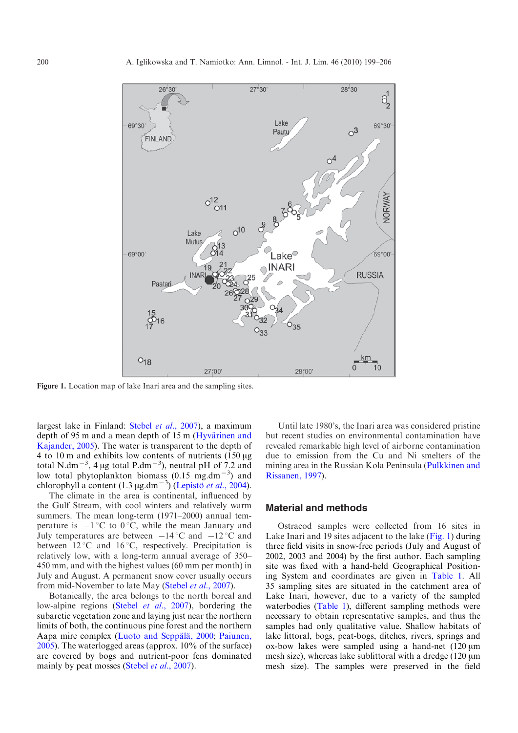Figure 1. Location map of lake Inari area and the sampling sites.

largest lake in Finland: Stebel *et al.*, 2007), a maximum depth of 95 m and a mean depth of 15 m (Hyvärinen and Kajander, 2005). The water is transparent to the depth of 4 to 10 m and exhibits low contents of nutrients (150 µg total $N.dm^{-3}$, 4 µg total $P.dm^{-3}$), neutral pH of 7.2 and low total phytoplankton biomass (0.15 $mg.dm^{-3}$) and chlorophyll a content (1.3 $\mu g.dm^{-3}$) (Lepistö *et al.*, 2004).

The climate in the area is continental, influenced by the Gulf Stream, with cool winters and relatively warm summers. The mean long-term (1971–2000) annual temperature is $-1\,^{\circ}C$ to $0\,^{\circ}C$, while the mean January and July temperatures are between $-14\,^{\circ}C$ and $-12\,^{\circ}C$ and between $12\,^{\circ}C$ and $16\,^{\circ}C$, respectively. Precipitation is relatively low, with a long-term annual average of 350–450 mm, and with the highest values (60 mm per month) in July and August. A permanent snow cover usually occurs from mid-November to late May (Stebel *et al.*, 2007).

Botanically, the area belongs to the north boreal and low-alpine regions (Stebel *et al.*, 2007), bordering the subarctic vegetation zone and laying just near the northern limits of both, the continuous pine forest and the northern Aapa mire complex (Luoto and Seppälä, 2000; Paiunen, 2005). The waterlogged areas (approx. 10% of the surface) are covered by bogs and nutrient-poor fens dominated mainly by peat mosses (Stebel *et al.*, 2007).

Until late 1980's, the Inari area was considered pristine but recent studies on environmental contamination have revealed remarkable high level of airborne contamination due to emission from the Cu and Ni smelters of the mining area in the Russian Kola Peninsula (Pulkkinen and Rissanen, 1997).

## Material and methods

Ostracod samples were collected from 16 sites in Lake Inari and 19 sites adjacent to the lake (Fig. 1) during three field visits in snow-free periods (July and August of 2002, 2003 and 2004) by the first author. Each sampling site was fixed with a hand-held Geographical Positioning System and coordinates are given in Table 1. All 35 sampling sites are situated in the catchment area of Lake Inari, however, due to a variety of the sampled waterbodies (Table 1), different sampling methods were necessary to obtain representative samples, and thus the samples had only qualitative value. Shallow habitats of lake littoral, bogs, peat-bogs, ditches, rivers, springs and ox-bow lakes were sampled using a hand-net (120 µm mesh size), whereas lake sublittoral with a dredge (120 µm mesh size). The samples were preserved in the field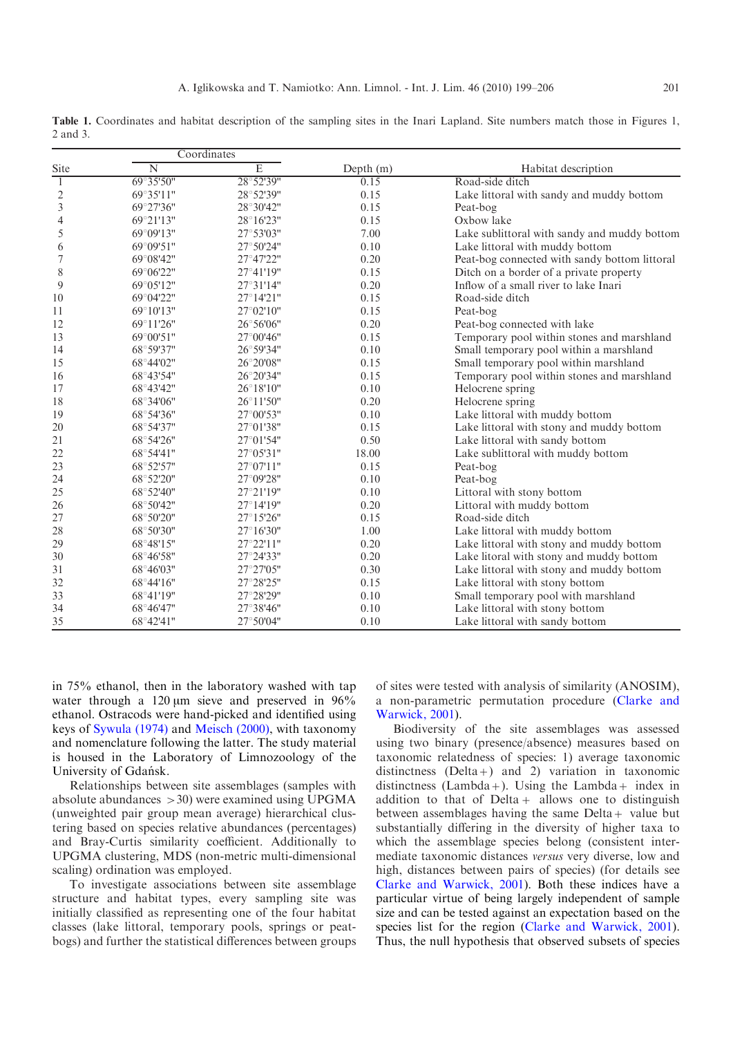**Table 1.** Coordinates and habitat description of the sampling sites in the Inari Lapland. Site numbers match those in Figures 1, 2 and 3.

| Site | Coordinates | | Depth (m) | Habitat description |
|---|---|---|---|---|
| | N | E | | |
| 1 | 69°35′50″ | 28°52′39″ | 0.15 | Road-side ditch |
| 2 | 69°35′11″ | 28°52′39″ | 0.15 | Lake littoral with sandy and muddy bottom |
| 3 | 69°27′36″ | 28°30′42″ | 0.15 | Peat-bog |
| 4 | 69°21′13″ | 28°16′23″ | 0.15 | Oxbow lake |
| 5 | 69°09′13″ | 27°53′03″ | 7.00 | Lake sublittoral with sandy and muddy bottom |
| 6 | 69°09′51″ | 27°50′24″ | 0.10 | Lake littoral with muddy bottom |
| 7 | 69°08′42″ | 27°47′22″ | 0.20 | Peat-bog connected with sandy bottom littoral |
| 8 | 69°06′22″ | 27°41′19″ | 0.15 | Ditch on a border of a private property |
| 9 | 69°05′12″ | 27°31′14″ | 0.20 | Inflow of a small river to lake Inari |
| 10 | 69°04′22″ | 27°14′21″ | 0.15 | Road-side ditch |
| 11 | 69°10′13″ | 27°02′10″ | 0.15 | Peat-bog |
| 12 | 69°11′26″ | 26°56′06″ | 0.20 | Peat-bog connected with lake |
| 13 | 69°00′51″ | 27°00′46″ | 0.15 | Temporary pool within stones and marshland |
| 14 | 68°59′37″ | 26°59′34″ | 0.10 | Small temporary pool within a marshland |
| 15 | 68°44′02″ | 26°20′08″ | 0.15 | Small temporary pool within marshland |
| 16 | 68°43′54″ | 26°20′34″ | 0.15 | Temporary pool within stones and marshland |
| 17 | 68°43′42″ | 26°18′10″ | 0.10 | Helocrene spring |
| 18 | 68°34′06″ | 26°11′50″ | 0.20 | Helocrene spring |
| 19 | 68°54′36″ | 27°00′53″ | 0.10 | Lake littoral with muddy bottom |
| 20 | 68°54′37″ | 27°01′38″ | 0.15 | Lake littoral with stony and muddy bottom |
| 21 | 68°54′26″ | 27°01′54″ | 0.50 | Lake littoral with sandy bottom |
| 22 | 68°54′41″ | 27°05′31″ | 18.00 | Lake sublittoral with muddy bottom |
| 23 | 68°52′57″ | 27°07′11″ | 0.15 | Peat-bog |
| 24 | 68°52′20″ | 27°09′28″ | 0.10 | Peat-bog |
| 25 | 68°52′40″ | 27°21′19″ | 0.10 | Littoral with stony bottom |
| 26 | 68°50′42″ | 27°14′19″ | 0.20 | Littoral with muddy bottom |
| 27 | 68°50′20″ | 27°15′26″ | 0.15 | Road-side ditch |
| 28 | 68°50′30″ | 27°16′30″ | 1.00 | Lake littoral with muddy bottom |
| 29 | 68°48′15″ | 27°22′11″ | 0.20 | Lake littoral with stony and muddy bottom |
| 30 | 68°46′58″ | 27°24′33″ | 0.20 | Lake litoral with stony and muddy bottom |
| 31 | 68°46′03″ | 27°27′05″ | 0.30 | Lake littoral with stony and muddy bottom |
| 32 | 68°44′16″ | 27°28′25″ | 0.15 | Lake littoral with stony bottom |
| 33 | 68°41′19″ | 27°28′29″ | 0.10 | Small temporary pool with marshland |
| 34 | 68°46′47″ | 27°38′46″ | 0.10 | Lake littoral with stony bottom |
| 35 | 68°42′41″ | 27°50′04″ | 0.10 | Lake littoral with sandy bottom |

in 75% ethanol, then in the laboratory washed with tap water through a 120 μm sieve and preserved in 96% ethanol. Ostracods were hand-picked and identified using keys of Sywula (1974) and Meisch (2000), with taxonomy and nomenclature following the latter. The study material is housed in the Laboratory of Limnozoology of the University of Gdańsk.

Relationships between site assemblages (samples with absolute abundances >30) were examined using UPGMA (unweighted pair group mean average) hierarchical clustering based on species relative abundances (percentages) and Bray-Curtis similarity coefficient. Additionally to UPGMA clustering, MDS (non-metric multi-dimensional scaling) ordination was employed.

To investigate associations between site assemblage structure and habitat types, every sampling site was initially classified as representing one of the four habitat classes (lake littoral, temporary pools, springs or peat-bogs) and further the statistical differences between groups of sites were tested with analysis of similarity (ANOSIM), a non-parametric permutation procedure (Clarke and Warwick, 2001).

Biodiversity of the site assemblages was assessed using two binary (presence/absence) measures based on taxonomic relatedness of species: 1) average taxonomic distinctness (Delta+) and 2) variation in taxonomic distinctness (Lambda+). Using the Lambda+ index in addition to that of Delta+ allows one to distinguish between assemblages having the same Delta+ value but substantially differing in the diversity of higher taxa to which the assemblage species belong (consistent intermediate taxonomic distances *versus* very diverse, low and high, distances between pairs of species) (for details see Clarke and Warwick, 2001). Both these indices have a particular virtue of being largely independent of sample size and can be tested against an expectation based on the species list for the region (Clarke and Warwick, 2001). Thus, the null hypothesis that observed subsets of species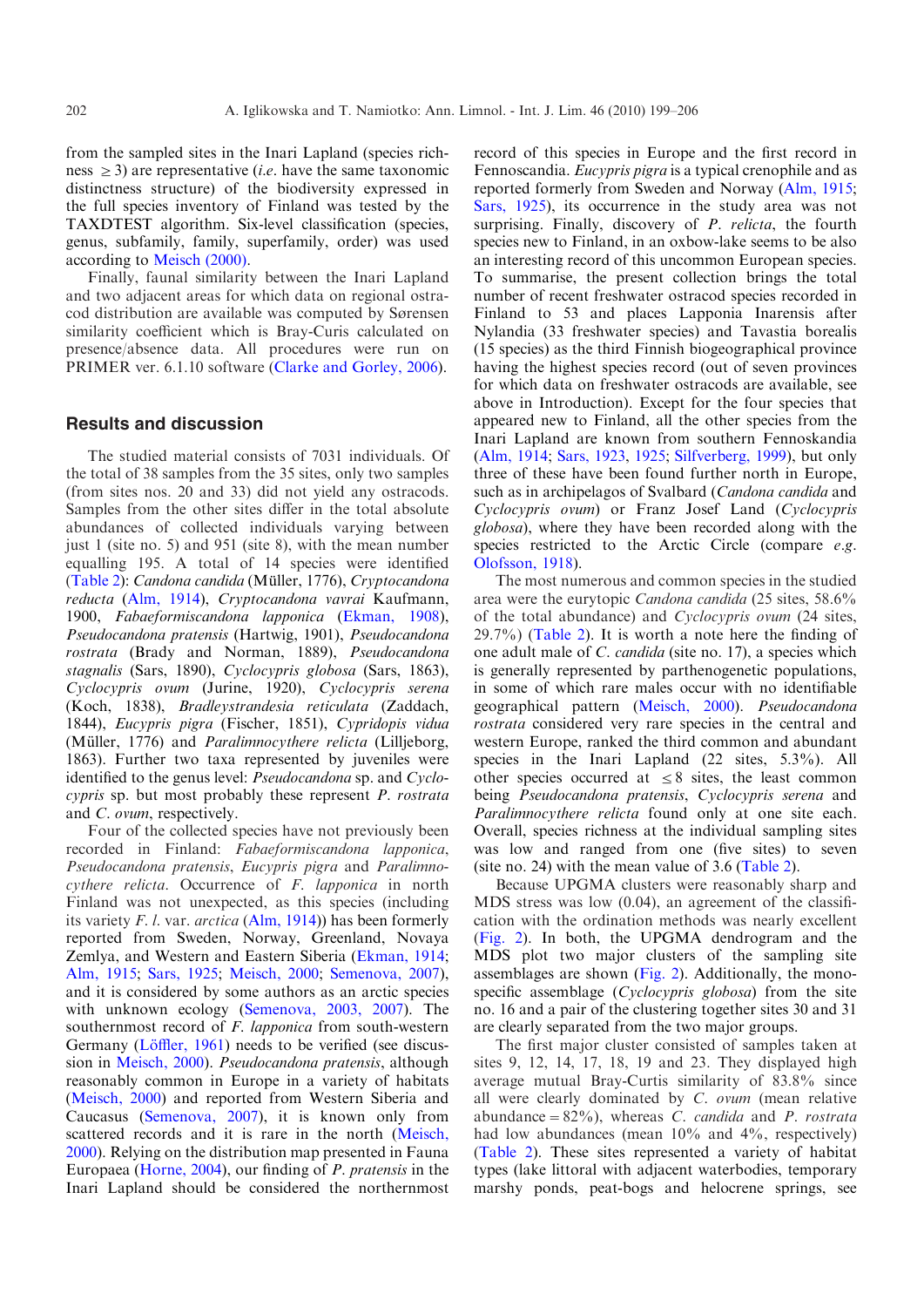from the sampled sites in the Inari Lapland (species richness $\geq 3$) are representative (*i.e.* have the same taxonomic distinctness structure) of the biodiversity expressed in the full species inventory of Finland was tested by the TAXDTEST algorithm. Six-level classification (species, genus, subfamily, family, superfamily, order) was used according to Meisch (2000).

Finally, faunal similarity between the Inari Lapland and two adjacent areas for which data on regional ostracod distribution are available was computed by Sørensen similarity coefficient which is Bray-Curis calculated on presence/absence data. All procedures were run on PRIMER ver. 6.1.10 software (Clarke and Gorley, 2006).

## Results and discussion

The studied material consists of 7031 individuals. Of the total of 38 samples from the 35 sites, only two samples (from sites nos. 20 and 33) did not yield any ostracods. Samples from the other sites differ in the total absolute abundances of collected individuals varying between just 1 (site no. 5) and 951 (site 8), with the mean number equalling 195. A total of 14 species were identified (Table 2): *Candona candida* (Müller, 1776), *Cryptocandona reducta* (Alm, 1914), *Cryptocandona vavrai* Kaufmann, 1900, *Fabaeformiscandona lapponica* (Ekman, 1908), *Pseudocandona pratensis* (Hartwig, 1901), *Pseudocandona rostrata* (Brady and Norman, 1889), *Pseudocandona stagnalis* (Sars, 1890), *Cyclocypris globosa* (Sars, 1863), *Cyclocypris ovum* (Jurine, 1920), *Cyclocypris serena* (Koch, 1838), *Bradleystrandesia reticulata* (Zaddach, 1844), *Eucypris pigra* (Fischer, 1851), *Cypridopis vidua* (Müller, 1776) and *Paralimnocythere relicta* (Lilljeborg, 1863). Further two taxa represented by juveniles were identified to the genus level: *Pseudocandona* sp. and *Cyclocypris* sp. but most probably these represent *P. rostrata* and *C. ovum*, respectively.

Four of the collected species have not previously been recorded in Finland: *Fabaeformiscandona lapponica*, *Pseudocandona pratensis*, *Eucypris pigra* and *Paralimnocythere relicta*. Occurrence of *F. lapponica* in north Finland was not unexpected, as this species (including its variety *F. l.* var. *arctica* (Alm, 1914)) has been formerly reported from Sweden, Norway, Greenland, Novaya Zemlya, and Western and Eastern Siberia (Ekman, 1914; Alm, 1915; Sars, 1925; Meisch, 2000; Semenova, 2007), and it is considered by some authors as an arctic species with unknown ecology (Semenova, 2003, 2007). The southernmost record of *F. lapponica* from south-western Germany (Löffler, 1961) needs to be verified (see discussion in Meisch, 2000). *Pseudocandona pratensis*, although reasonably common in Europe in a variety of habitats (Meisch, 2000) and reported from Western Siberia and Caucasus (Semenova, 2007), it is known only from scattered records and it is rare in the north (Meisch, 2000). Relying on the distribution map presented in Fauna Europaea (Horne, 2004), our finding of *P. pratensis* in the Inari Lapland should be considered the northernmost record of this species in Europe and the first record in Fennoscandia. *Eucypris pigra* is a typical crenophile and as reported formerly from Sweden and Norway (Alm, 1915; Sars, 1925), its occurrence in the study area was not surprising. Finally, discovery of *P. relicta*, the fourth species new to Finland, in an oxbow-lake seems to be also an interesting record of this uncommon European species. To summarise, the present collection brings the total number of recent freshwater ostracod species recorded in Finland to 53 and places Lapponia Inarensis after Nylandia (33 freshwater species) and Tavastia borealis (15 species) as the third Finnish biogeographical province having the highest species record (out of seven provinces for which data on freshwater ostracods are available, see above in Introduction). Except for the four species that appeared new to Finland, all the other species from the Inari Lapland are known from southern Fennoscandia (Alm, 1914; Sars, 1923, 1925; Silfverberg, 1999), but only three of these have been found further north in Europe, such as in archipelagos of Svalbard (*Candona candida* and *Cyclocypris ovum*) or Franz Josef Land (*Cyclocypris globosa*), where they have been recorded along with the species restricted to the Arctic Circle (compare *e.g.* Olofsson, 1918).

The most numerous and common species in the studied area were the eurytopic *Candona candida* (25 sites, 58.6% of the total abundance) and *Cyclocypris ovum* (24 sites, 29.7%) (Table 2). It is worth a note here the finding of one adult male of *C. candida* (site no. 17), a species which is generally represented by parthenogenetic populations, in some of which rare males occur with no identifiable geographical pattern (Meisch, 2000). *Pseudocandona rostrata* considered very rare species in the central and western Europe, ranked the third common and abundant species in the Inari Lapland (22 sites, 5.3%). All other species occurred at $\leq 8$ sites, the least common being *Pseudocandona pratensis*, *Cyclocypris serena* and *Paralimnocythere relicta* found only at one site each. Overall, species richness at the individual sampling sites was low and ranged from one (five sites) to seven (site no. 24) with the mean value of 3.6 (Table 2).

Because UPGMA clusters were reasonably sharp and MDS stress was low (0.04), an agreement of the classification with the ordination methods was nearly excellent (Fig. 2). In both, the UPGMA dendrogram and the MDS plot two major clusters of the sampling site assemblages are shown (Fig. 2). Additionally, the monospecific assemblage (*Cyclocypris globosa*) from the site no. 16 and a pair of the clustering together sites 30 and 31 are clearly separated from the two major groups.

The first major cluster consisted of samples taken at sites 9, 12, 14, 17, 18, 19 and 23. They displayed high average mutual Bray-Curtis similarity of 83.8% since all were clearly dominated by *C. ovum* (mean relative abundance = 82%), whereas *C. candida* and *P. rostrata* had low abundances (mean 10% and 4%, respectively) (Table 2). These sites represented a variety of habitat types (lake littoral with adjacent waterbodies, temporary marshy ponds, peat-bogs and helocrene springs, see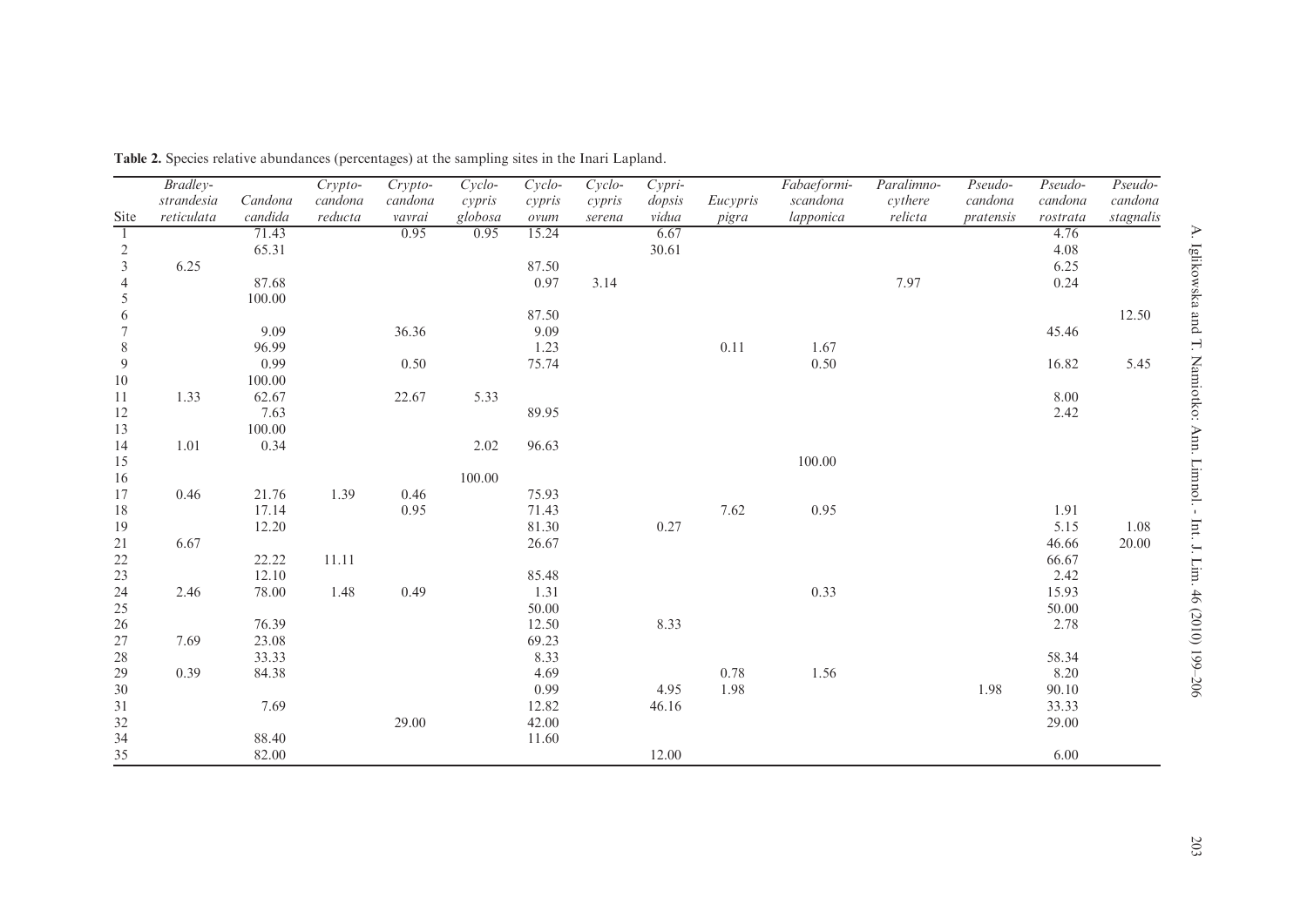**Table 2.** Species relative abundances (percentages) at the sampling sites in the Inari Lapland.

| Site | *Bradley-strandesia reticulata* | *Candona candida* | *Crypto-candona reducta* | *Crypto-candona vavrai* | *Cyclo-cypris globosa* | *Cyclo-cypris ovum* | *Cyclo-cypris serena* | *Cypri-dopsis vidua* | *Eucypris pigra* | *Fabaeformi-scandona lapponica* | *Paralimno-cythere relicta* | *Pseudo-candona pratensis* | *Pseudo-candona rostrata* | *Pseudo-candona stagnalis* |
|---|---|---|---|---|---|---|---|---|---|---|---|---|---|---|
| 1 | | 71.43 | | 0.95 | 0.95 | 15.24 | | 6.67 | | | | | 4.76 | |
| 2 | | 65.31 | | | | | | 30.61 | | | | | 4.08 | |
| 3 | 6.25 | | | | | 87.50 | | | | | | | 6.25 | |
| 4 | | 87.68 | | | | 0.97 | 3.14 | | | | 7.97 | | 0.24 | |
| 5 | | 100.00 | | | | | | | | | | | | |
| 6 | | | | | | 87.50 | | | | | | | | 12.50 |
| 7 | | 9.09 | | 36.36 | | 9.09 | | | | | | | 45.46 | |
| 8 | | 96.99 | | | | 1.23 | | | 0.11 | 1.67 | | | | |
| 9 | | 0.99 | | 0.50 | | 75.74 | | | | 0.50 | | | 16.82 | 5.45 |
| 10 | | 100.00 | | | | | | | | | | | | |
| 11 | 1.33 | 62.67 | | 22.67 | 5.33 | | | | | | | | 8.00 | |
| 12 | | 7.63 | | | | 89.95 | | | | | | | 2.42 | |
| 13 | | 100.00 | | | | | | | | | | | | |
| 14 | 1.01 | 0.34 | | | 2.02 | 96.63 | | | | | | | | |
| 15 | | | | | | | | | | 100.00 | | | | |
| 16 | | | | | 100.00 | | | | | | | | | |
| 17 | 0.46 | 21.76 | 1.39 | 0.46 | | 75.93 | | | | | | | | |
| 18 | | 17.14 | | 0.95 | | 71.43 | | | 7.62 | 0.95 | | | 1.91 | |
| 19 | | 12.20 | | | | 81.30 | | 0.27 | | | | | 5.15 | 1.08 |
| 21 | 6.67 | | | | | 26.67 | | | | | | | 46.66 | 20.00 |
| 22 | | 22.22 | 11.11 | | | | | | | | | | 66.67 | |
| 23 | | 12.10 | | | | 85.48 | | | | | | | 2.42 | |
| 24 | 2.46 | 78.00 | 1.48 | 0.49 | | 1.31 | | | | 0.33 | | | 15.93 | |
| 25 | | | | | | 50.00 | | | | | | | 50.00 | |
| 26 | | 76.39 | | | | 12.50 | | 8.33 | | | | | 2.78 | |
| 27 | 7.69 | 23.08 | | | | 69.23 | | | | | | | | |
| 28 | | 33.33 | | | | 8.33 | | | | | | | 58.34 | |
| 29 | 0.39 | 84.38 | | | | 4.69 | | | 0.78 | 1.56 | | | 8.20 | |
| 30 | | | | | | 0.99 | | 4.95 | 1.98 | | | 1.98 | 90.10 | |
| 31 | | 7.69 | | | | 12.82 | | 46.16 | | | | | 33.33 | |
| 32 | | | | 29.00 | | 42.00 | | | | | | | 29.00 | |
| 34 | | 88.40 | | | | 11.60 | | | | | | | | |
| 35 | | 82.00 | | | | | | 12.00 | | | | | 6.00 | |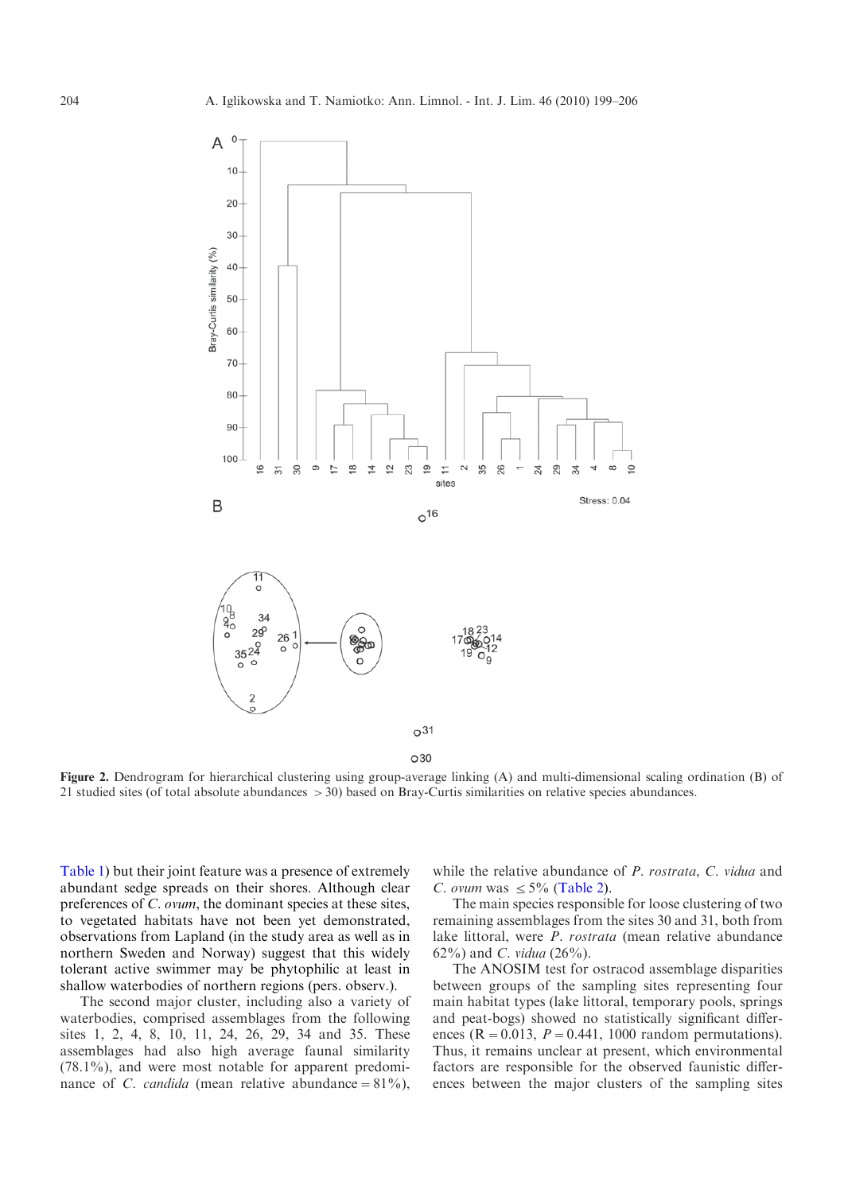**Figure 2.** Dendrogram for hierarchical clustering using group-average linking (A) and multi-dimensional scaling ordination (B) of 21 studied sites (of total absolute abundances > 30) based on Bray-Curtis similarities on relative species abundances.

Table 1) but their joint feature was a presence of extremely abundant sedge spreads on their shores. Although clear preferences of *C. ovum*, the dominant species at these sites, to vegetated habitats have not been yet demonstrated, observations from Lapland (in the study area as well as in northern Sweden and Norway) suggest that this widely tolerant active swimmer may be phytophilic at least in shallow waterbodies of northern regions (pers. observ.).

The second major cluster, including also a variety of waterbodies, comprised assemblages from the following sites 1, 2, 4, 8, 10, 11, 24, 26, 29, 34 and 35. These assemblages had also high average faunal similarity (78.1%), and were most notable for apparent predominance of *C. candida* (mean relative abundance = 81%), while the relative abundance of *P. rostrata*, *C. vidua* and *C. ovum* was ≤ 5% (Table 2).

The main species responsible for loose clustering of two remaining assemblages from the sites 30 and 31, both from lake littoral, were *P. rostrata* (mean relative abundance 62%) and *C. vidua* (26%).

The ANOSIM test for ostracod assemblage disparities between groups of the sampling sites representing four main habitat types (lake littoral, temporary pools, springs and peat-bogs) showed no statistically significant differences ($R = 0.013$, $P = 0.441$, 1000 random permutations). Thus, it remains unclear at present, which environmental factors are responsible for the observed faunistic differences between the major clusters of the sampling sites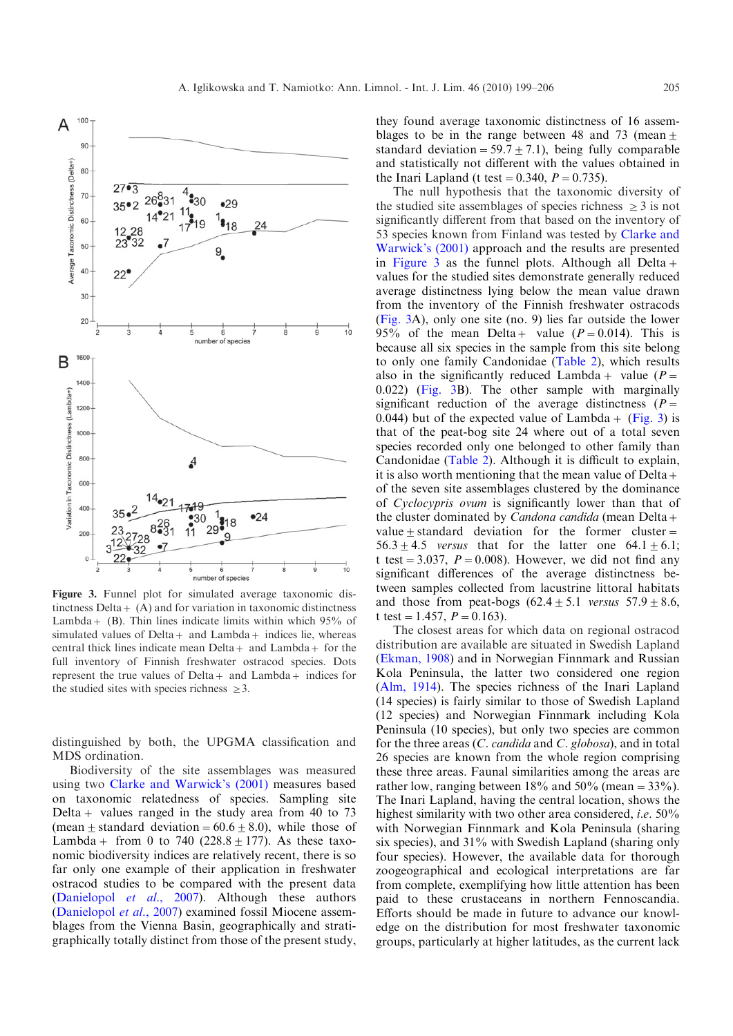Figure 3. Funnel plot for simulated average taxonomic distinctness Delta+ (A) and for variation in taxonomic distinctness Lambda+ (B). Thin lines indicate limits within which 95% of simulated values of Delta+ and Lambda+ indices lie, whereas central thick lines indicate mean Delta+ and Lambda+ for the full inventory of Finnish freshwater ostracod species. Dots represent the true values of Delta+ and Lambda+ indices for the studied sites with species richness $\geq 3$.

distinguished by both, the UPGMA classification and MDS ordination.

Biodiversity of the site assemblages was measured using two Clarke and Warwick's (2001) measures based on taxonomic relatedness of species. Sampling site Delta+ values ranged in the study area from 40 to 73 (mean $\pm$ standard deviation = $60.6 \pm 8.0$), while those of Lambda+ from 0 to 740 ($228.8 \pm 177$). As these taxonomic biodiversity indices are relatively recent, there is so far only one example of their application in freshwater ostracod studies to be compared with the present data (Danielopol *et al.*, 2007). Although these authors (Danielopol *et al.*, 2007) examined fossil Miocene assemblages from the Vienna Basin, geographically and stratigraphically totally distinct from those of the present study, they found average taxonomic distinctness of 16 assemblages to be in the range between 48 and 73 (mean $\pm$ standard deviation = $59.7 \pm 7.1$), being fully comparable and statistically not different with the values obtained in the Inari Lapland (t test = 0.340, $P = 0.735$).

The null hypothesis that the taxonomic diversity of the studied site assemblages of species richness $\geq 3$ is not significantly different from that based on the inventory of 53 species known from Finland was tested by Clarke and Warwick's (2001) approach and the results are presented in Figure 3 as the funnel plots. Although all Delta+ values for the studied sites demonstrate generally reduced average distinctness lying below the mean value drawn from the inventory of the Finnish freshwater ostracods (Fig. 3A), only one site (no. 9) lies far outside the lower 95% of the mean Delta+ value ($P = 0.014$). This is because all six species in the sample from this site belong to only one family Candonidae (Table 2), which results also in the significantly reduced Lambda+ value ($P = 0.022$) (Fig. 3B). The other sample with marginally significant reduction of the average distinctness ($P = 0.044$) but of the expected value of Lambda+ (Fig. 3) is that of the peat-bog site 24 where out of a total seven species recorded only one belonged to other family than Candonidae (Table 2). Although it is difficult to explain, it is also worth mentioning that the mean value of Delta+ of the seven site assemblages clustered by the dominance of *Cyclocypris ovum* is significantly lower than that of the cluster dominated by *Candona candida* (mean Delta+ value $\pm$ standard deviation for the former cluster = $56.3 \pm 4.5$ *versus* that for the latter one $64.1 \pm 6.1$; t test = 3.037, $P = 0.008$). However, we did not find any significant differences of the average distinctness between samples collected from lacustrine littoral habitats and those from peat-bogs ($62.4 \pm 5.1$ *versus* $57.9 \pm 8.6$, t test = 1.457, $P = 0.163$).

The closest areas for which data on regional ostracod distribution are available are situated in Swedish Lapland (Ekman, 1908) and in Norwegian Finnmark and Russian Kola Peninsula, the latter two considered one region (Alm, 1914). The species richness of the Inari Lapland (14 species) is fairly similar to those of Swedish Lapland (12 species) and Norwegian Finnmark including Kola Peninsula (10 species), but only two species are common for the three areas (*C. candida* and *C. globosa*), and in total 26 species are known from the whole region comprising these three areas. Faunal similarities among the areas are rather low, ranging between 18% and 50% (mean = 33%). The Inari Lapland, having the central location, shows the highest similarity with two other area considered, *i.e.* 50% with Norwegian Finnmark and Kola Peninsula (sharing six species), and 31% with Swedish Lapland (sharing only four species). However, the available data for thorough zoogeographical and ecological interpretations are far from complete, exemplifying how little attention has been paid to these crustaceans in northern Fennoscandia. Efforts should be made in future to advance our knowledge on the distribution for most freshwater taxonomic groups, particularly at higher latitudes, as the current lack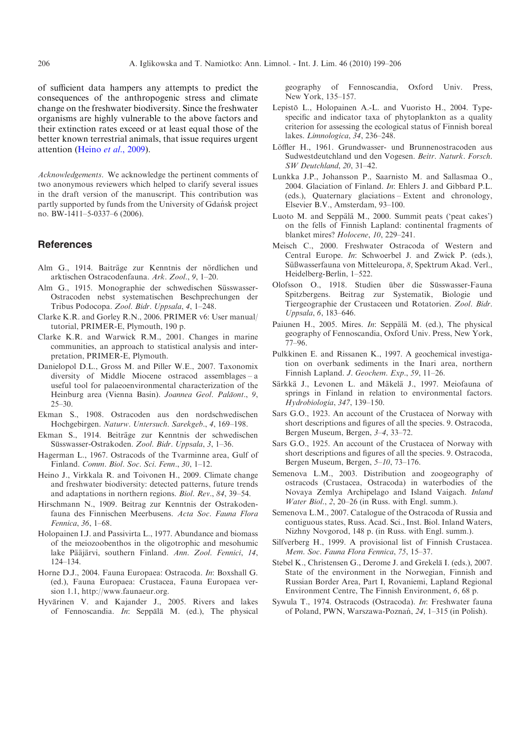of sufficient data hampers any attempts to predict the consequences of the anthropogenic stress and climate change on the freshwater biodiversity. Since the freshwater organisms are highly vulnerable to the above factors and their extinction rates exceed or at least equal those of the better known terrestrial animals, that issue requires urgent attention (Heino *et al*., 2009).

*Acknowledgements*. We acknowledge the pertinent comments of two anonymous reviewers which helped to clarify several issues in the draft version of the manuscript. This contribution was partly supported by funds from the University of Gdańsk project no. BW-1411–5-0337–6 (2006).

## References

Alm G., 1914. Baiträge zur Kenntnis der nördlichen und arktischen Ostracodenfauna. *Ark. Zool.*, *9*, 1–20.

Alm G., 1915. Monographie der schwedischen Süsswasser-Ostracoden nebst systematischen Beschprechungen der Tribus Podocopa. *Zool. Bidr. Uppsala*, *4*, 1–248.

Clarke K.R. and Gorley R.N., 2006. PRIMER v6: User manual/tutorial, PRIMER-E, Plymouth, 190 p.

Clarke K.R. and Warwick R.M., 2001. Changes in marine communities, an approach to statistical analysis and interpretation, PRIMER-E, Plymouth.

Danielopol D.L., Gross M. and Piller W.E., 2007. Taxonomix diversity of Middle Miocene ostracod assemblages – a useful tool for palaeoenvironmental characterization of the Heinburg area (Vienna Basin). *Joannea Geol. Paläont.*, *9*, 25–30.

Ekman S., 1908. Ostracoden aus den nordschwedischen Hochgebirgen. *Naturw. Untersuch. Sarekgeb.*, *4*, 169–198.

Ekman S., 1914. Beiträge zur Kenntnis der schwedischen Süsswasser-Ostrakoden. *Zool. Bidr. Uppsala*, *3*, 1–36.

Hagerman L., 1967. Ostracods of the Tvarminne area, Gulf of Finland. *Comm. Biol. Soc. Sci. Fenn.*, *30*, 1–12.

Heino J., Virkkala R. and Toivonen H., 2009. Climate change and freshwater biodiversity: detected patterns, future trends and adaptations in northern regions. *Biol. Rev.*, *84*, 39–54.

Hirschmann N., 1909. Beitrag zur Kenntnis der Ostrakodenfauna des Finnischen Meerbusens. *Acta Soc. Fauna Flora Fennica*, *36*, 1–68.

Holopainen I.J. and Passivirta L., 1977. Abundance and biomass of the meiozoobenthos in the oligotrophic and mesohumic lake Pääjärvi, southern Finland. *Ann. Zool. Fennici*, *14*, 124–134.

Horne D.J., 2004. Fauna Europaea: Ostracoda. *In*: Boxshall G. (ed.), Fauna Europaea: Crustacea, Fauna Europaea version 1.1, http://www.faunaeur.org.

Hyvärinen V. and Kajander J., 2005. Rivers and lakes of Fennoscandia. *In*: Seppälä M. (ed.), The physical geography of Fennoscandia, Oxford Univ. Press, New York, 135–157.

Lepistö L., Holopainen A.-L. and Vuoristo H., 2004. Type-specific and indicator taxa of phytoplankton as a quality criterion for assessing the ecological status of Finnish boreal lakes. *Limnologica*, *34*, 236–248.

Löffler H., 1961. Grundwasser- und Brunnenostracoden aus Sudwestdeutchland und den Vogesen. *Beitr. Naturk. Forsch. SW Deutchland*, *20*, 31–42.

Lunkka J.P., Johansson P., Saarnisto M. and Sallasmaa O., 2004. Glaciation of Finland. *In*: Ehlers J. and Gibbard P.L. (eds.), Quaternary glaciations – Extent and chronology, Elsevier B.V., Amsterdam, 93–100.

Luoto M. and Seppälä M., 2000. Summit peats ('peat cakes') on the fells of Finnish Lapland: continental fragments of blanket mires? *Holocene*, *10*, 229–241.

Meisch C., 2000. Freshwater Ostracoda of Western and Central Europe. *In*: Schwoerbel J. and Zwick P. (eds.), Süßwasserfauna von Mitteleuropa, *8*, Spektrum Akad. Verl., Heidelberg-Berlin, 1–522.

Olofsson O., 1918. Studien über die Süsswasser-Fauna Spitzbergens. Beitrag zur Systematik, Biologie und Tiergeographie der Crustaceen und Rotatorien. *Zool. Bidr. Uppsala*, *6*, 183–646.

Paiunen H., 2005. Mires. *In*: Seppälä M. (ed.), The physical geography of Fennoscandia, Oxford Univ. Press, New York, 77–96.

Pulkkinen E. and Rissanen K., 1997. A geochemical investigation on overbank sediments in the Inari area, northern Finnish Lapland. *J. Geochem. Exp.*, *59*, 11–26.

Särkkä J., Levonen L. and Mäkelä J., 1997. Meiofauna of springs in Finland in relation to environmental factors. *Hydrobiologia*, *347*, 139–150.

Sars G.O., 1923. An account of the Crustacea of Norway with short descriptions and figures of all the species. 9. Ostracoda, Bergen Museum, Bergen, *3–4*, 33–72.

Sars G.O., 1925. An account of the Crustacea of Norway with short descriptions and figures of all the species. 9. Ostracoda, Bergen Museum, Bergen, *5–10*, 73–176.

Semenova L.M., 2003. Distribution and zoogeography of ostracods (Crustacea, Ostracoda) in waterbodies of the Novaya Zemlya Archipelago and Island Vaigach. *Inland Water Biol.*, *2*, 20–26 (in Russ. with Engl. summ.).

Semenova L.M., 2007. Catalogue of the Ostracoda of Russia and contiguous states, Russ. Acad. Sci., Inst. Biol. Inland Waters, Nizhny Novgorod, 148 p. (in Russ. with Engl. summ.).

Silfverberg H., 1999. A provisional list of Finnish Crustacea. *Mem. Soc. Fauna Flora Fennica*, *75*, 15–37.

Stebel K., Christensen G., Derome J. and Grekelä I. (eds.), 2007. State of the environment in the Norwegian, Finnish and Russian Border Area, Part I, Rovaniemi, Lapland Regional Environment Centre, The Finnish Environment, *6*, 68 p.

Sywula T., 1974. Ostracods (Ostracoda). *In*: Freshwater fauna of Poland, PWN, Warszawa-Poznań, *24*, 1–315 (in Polish).